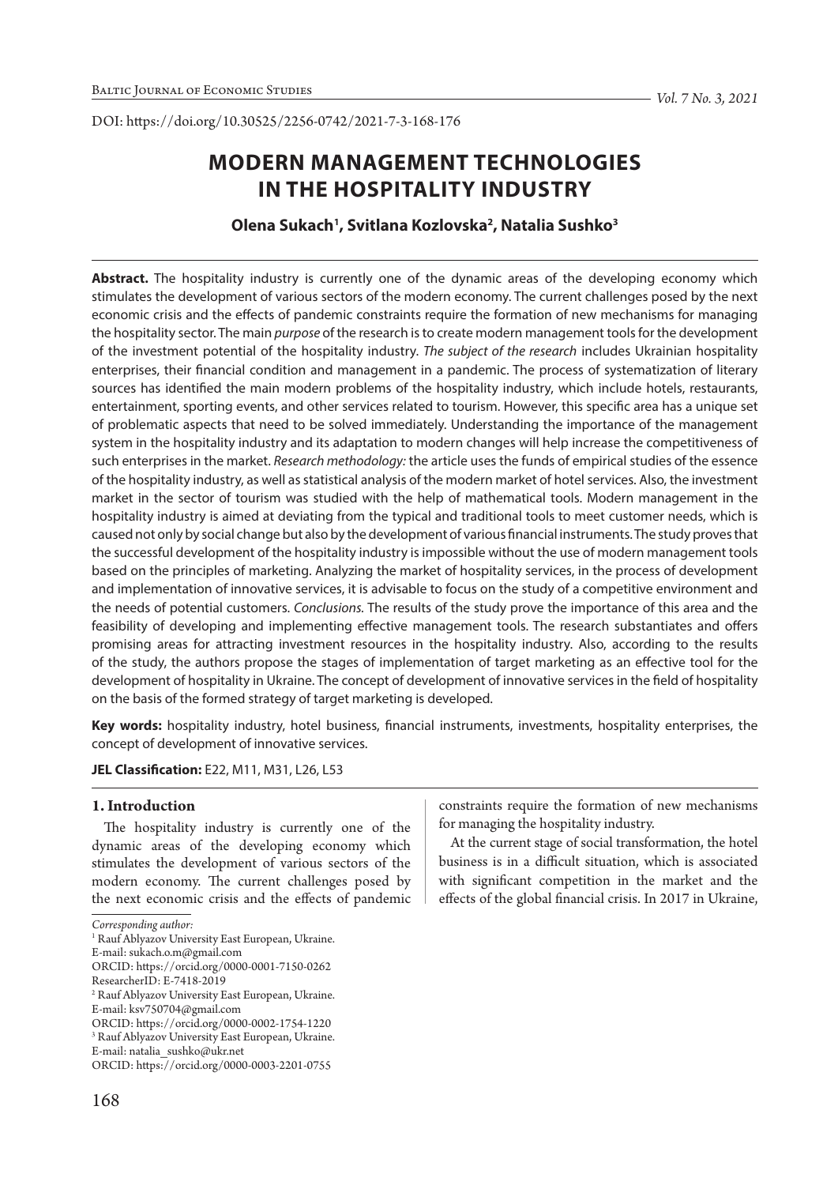DOI: https://doi.org/10.30525/2256-0742/2021-7-3-168-176

# MODERN MANAGEMENT TECHNOLOGIES IN THE HOSPITALITY INDUSTRY

**Olena Sukach[1], Svitlana Kozlovska[2], Natalia Sushko[3]**

**Abstract.** The hospitality industry is currently one of the dynamic areas of the developing economy which stimulates the development of various sectors of the modern economy. The current challenges posed by the next economic crisis and the effects of pandemic constraints require the formation of new mechanisms for managing the hospitality sector. The main *purpose* of the research is to create modern management tools for the development of the investment potential of the hospitality industry. *The subject of the research* includes Ukrainian hospitality enterprises, their financial condition and management in a pandemic. The process of systematization of literary sources has identified the main modern problems of the hospitality industry, which include hotels, restaurants, entertainment, sporting events, and other services related to tourism. However, this specific area has a unique set of problematic aspects that need to be solved immediately. Understanding the importance of the management system in the hospitality industry and its adaptation to modern changes will help increase the competitiveness of such enterprises in the market. *Research methodology:* the article uses the funds of empirical studies of the essence of the hospitality industry, as well as statistical analysis of the modern market of hotel services. Also, the investment market in the sector of tourism was studied with the help of mathematical tools. Modern management in the hospitality industry is aimed at deviating from the typical and traditional tools to meet customer needs, which is caused not only by social change but also by the development of various financial instruments. The study proves that the successful development of the hospitality industry is impossible without the use of modern management tools based on the principles of marketing. Analyzing the market of hospitality services, in the process of development and implementation of innovative services, it is advisable to focus on the study of a competitive environment and the needs of potential customers. *Conclusions.* The results of the study prove the importance of this area and the feasibility of developing and implementing effective management tools. The research substantiates and offers promising areas for attracting investment resources in the hospitality industry. Also, according to the results of the study, the authors propose the stages of implementation of target marketing as an effective tool for the development of hospitality in Ukraine. The concept of development of innovative services in the field of hospitality on the basis of the formed strategy of target marketing is developed.

**Key words:** hospitality industry, hotel business, financial instruments, investments, hospitality enterprises, the concept of development of innovative services.

**JEL Classification:** E22, M11, M31, L26, L53

## 1. Introduction

The hospitality industry is currently one of the dynamic areas of the developing economy which stimulates the development of various sectors of the modern economy. The current challenges posed by the next economic crisis and the effects of pandemic constraints require the formation of new mechanisms for managing the hospitality industry.

At the current stage of social transformation, the hotel business is in a difficult situation, which is associated with significant competition in the market and the effects of the global financial crisis. In 2017 in Ukraine,

---

*Corresponding author:*

[1] Rauf Ablyazov University East European, Ukraine.
E-mail: sukach.o.m@gmail.com
ORCID: https://orcid.org/0000-0001-7150-0262
ResearcherID: E-7418-2019

[2] Rauf Ablyazov University East European, Ukraine.
E-mail: ksv750704@gmail.com
ORCID: https://orcid.org/0000-0002-1754-1220

[3] Rauf Ablyazov University East European, Ukraine.
E-mail: natalia_sushko@ukr.net
ORCID: https://orcid.org/0000-0003-2201-0755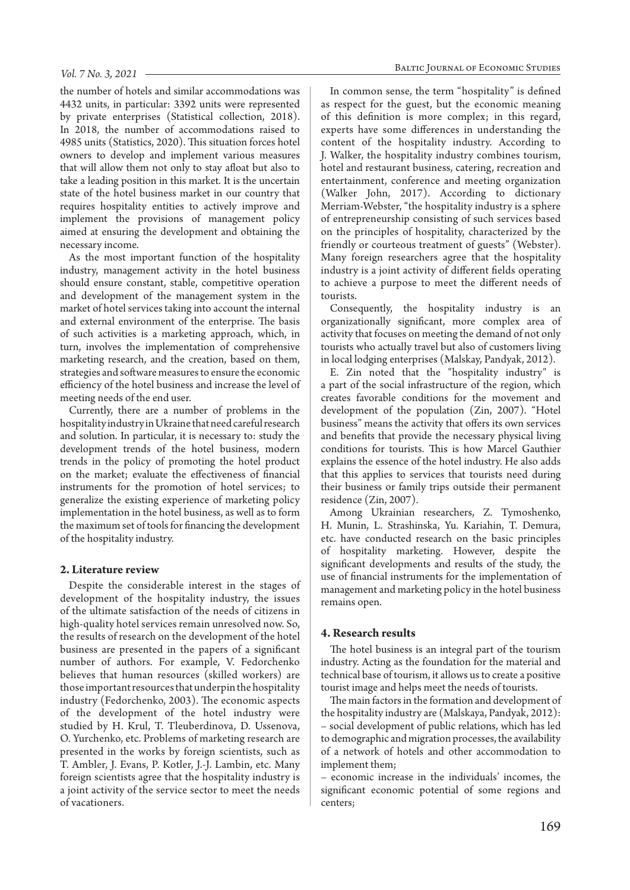the number of hotels and similar accommodations was 4432 units, in particular: 3392 units were represented by private enterprises (Statistical collection, 2018). In 2018, the number of accommodations raised to 4985 units (Statistics, 2020). This situation forces hotel owners to develop and implement various measures that will allow them not only to stay afloat but also to take a leading position in this market. It is the uncertain state of the hotel business market in our country that requires hospitality entities to actively improve and implement the provisions of management policy aimed at ensuring the development and obtaining the necessary income.

As the most important function of the hospitality industry, management activity in the hotel business should ensure constant, stable, competitive operation and development of the management system in the market of hotel services taking into account the internal and external environment of the enterprise. The basis of such activities is a marketing approach, which, in turn, involves the implementation of comprehensive marketing research, and the creation, based on them, strategies and software measures to ensure the economic efficiency of the hotel business and increase the level of meeting needs of the end user.

Currently, there are a number of problems in the hospitality industry in Ukraine that need careful research and solution. In particular, it is necessary to: study the development trends of the hotel business, modern trends in the policy of promoting the hotel product on the market; evaluate the effectiveness of financial instruments for the promotion of hotel services; to generalize the existing experience of marketing policy implementation in the hotel business, as well as to form the maximum set of tools for financing the development of the hospitality industry.

## 2. Literature review

Despite the considerable interest in the stages of development of the hospitality industry, the issues of the ultimate satisfaction of the needs of citizens in high-quality hotel services remain unresolved now. So, the results of research on the development of the hotel business are presented in the papers of a significant number of authors. For example, V. Fedorchenko believes that human resources (skilled workers) are those important resources that underpin the hospitality industry (Fedorchenko, 2003). The economic aspects of the development of the hotel industry were studied by H. Krul, T. Tleuberdinova, D. Ussenova, O. Yurchenko, etc. Problems of marketing research are presented in the works by foreign scientists, such as T. Ambler, J. Evans, P. Kotler, J.-J. Lambin, etc. Many foreign scientists agree that the hospitality industry is a joint activity of the service sector to meet the needs of vacationers.

In common sense, the term "hospitality" is defined as respect for the guest, but the economic meaning of this definition is more complex; in this regard, experts have some differences in understanding the content of the hospitality industry. According to J. Walker, the hospitality industry combines tourism, hotel and restaurant business, catering, recreation and entertainment, conference and meeting organization (Walker John, 2017). According to dictionary Merriam-Webster, "the hospitality industry is a sphere of entrepreneurship consisting of such services based on the principles of hospitality, characterized by the friendly or courteous treatment of guests" (Webster). Many foreign researchers agree that the hospitality industry is a joint activity of different fields operating to achieve a purpose to meet the different needs of tourists.

Consequently, the hospitality industry is an organizationally significant, more complex area of activity that focuses on meeting the demand of not only tourists who actually travel but also of customers living in local lodging enterprises (Malskay, Pandyak, 2012).

E. Zin noted that the "hospitality industry" is a part of the social infrastructure of the region, which creates favorable conditions for the movement and development of the population (Zin, 2007). "Hotel business" means the activity that offers its own services and benefits that provide the necessary physical living conditions for tourists. This is how Marcel Gauthier explains the essence of the hotel industry. He also adds that this applies to services that tourists need during their business or family trips outside their permanent residence (Zin, 2007).

Among Ukrainian researchers, Z. Tymoshenko, H. Munin, L. Strashinska, Yu. Kariahin, T. Demura, etc. have conducted research on the basic principles of hospitality marketing. However, despite the significant developments and results of the study, the use of financial instruments for the implementation of management and marketing policy in the hotel business remains open.

## 4. Research results

The hotel business is an integral part of the tourism industry. Acting as the foundation for the material and technical base of tourism, it allows us to create a positive tourist image and helps meet the needs of tourists.

The main factors in the formation and development of the hospitality industry are (Malskaya, Pandyak, 2012):

– social development of public relations, which has led to demographic and migration processes, the availability of a network of hotels and other accommodation to implement them;

– economic increase in the individuals' incomes, the significant economic potential of some regions and centers;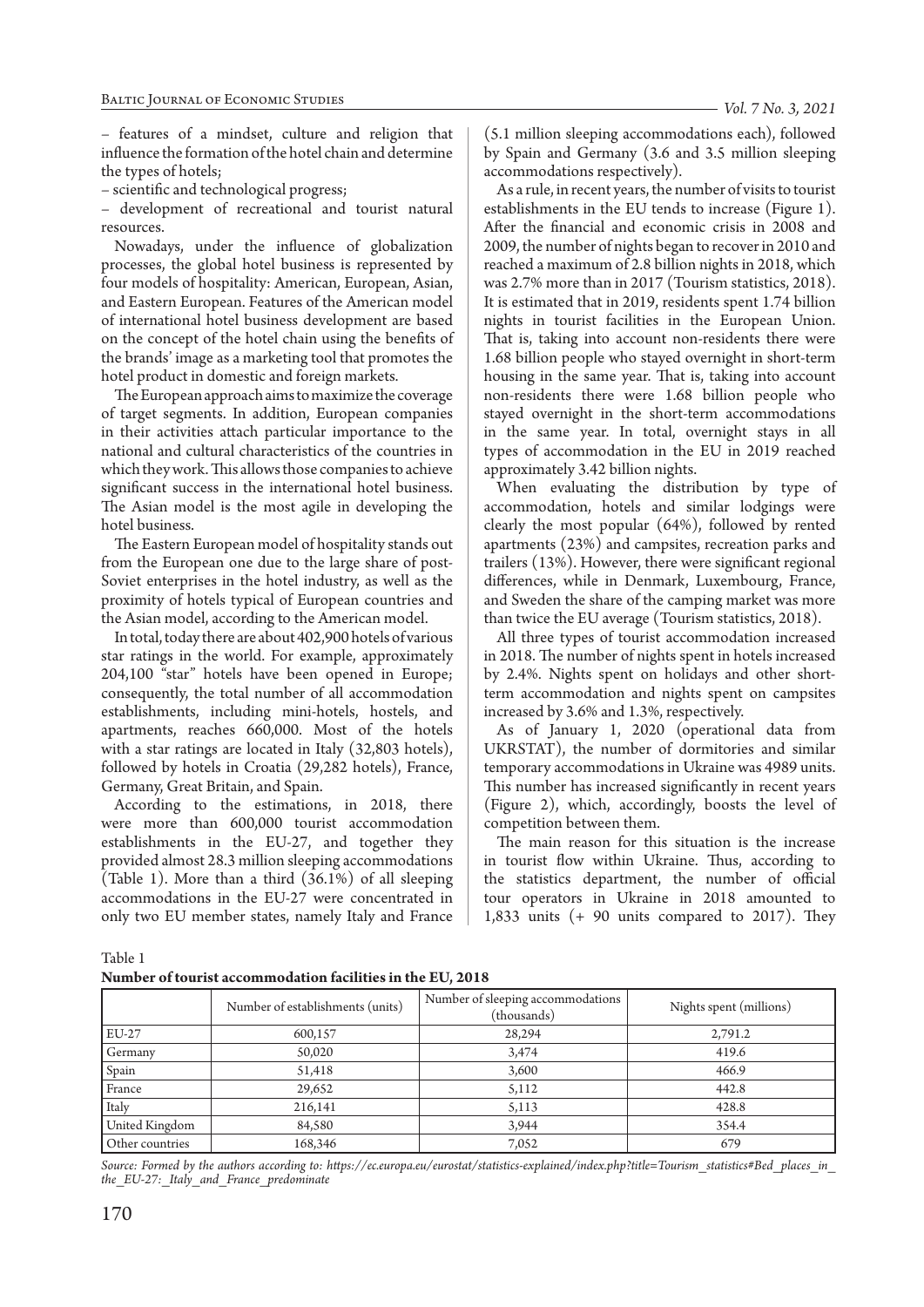– features of a mindset, culture and religion that influence the formation of the hotel chain and determine the types of hotels;

– scientific and technological progress;

– development of recreational and tourist natural resources.

Nowadays, under the influence of globalization processes, the global hotel business is represented by four models of hospitality: American, European, Asian, and Eastern European. Features of the American model of international hotel business development are based on the concept of the hotel chain using the benefits of the brands' image as a marketing tool that promotes the hotel product in domestic and foreign markets.

The European approach aims to maximize the coverage of target segments. In addition, European companies in their activities attach particular importance to the national and cultural characteristics of the countries in which they work. This allows those companies to achieve significant success in the international hotel business. The Asian model is the most agile in developing the hotel business.

The Eastern European model of hospitality stands out from the European one due to the large share of post-Soviet enterprises in the hotel industry, as well as the proximity of hotels typical of European countries and the Asian model, according to the American model.

In total, today there are about 402,900 hotels of various star ratings in the world. For example, approximately 204,100 "star" hotels have been opened in Europe; consequently, the total number of all accommodation establishments, including mini-hotels, hostels, and apartments, reaches 660,000. Most of the hotels with a star ratings are located in Italy (32,803 hotels), followed by hotels in Croatia (29,282 hotels), France, Germany, Great Britain, and Spain.

According to the estimations, in 2018, there were more than 600,000 tourist accommodation establishments in the EU-27, and together they provided almost 28.3 million sleeping accommodations (Table 1). More than a third (36.1%) of all sleeping accommodations in the EU-27 were concentrated in only two EU member states, namely Italy and France (5.1 million sleeping accommodations each), followed by Spain and Germany (3.6 and 3.5 million sleeping accommodations respectively).

As a rule, in recent years, the number of visits to tourist establishments in the EU tends to increase (Figure 1). After the financial and economic crisis in 2008 and 2009, the number of nights began to recover in 2010 and reached a maximum of 2.8 billion nights in 2018, which was 2.7% more than in 2017 (Tourism statistics, 2018). It is estimated that in 2019, residents spent 1.74 billion nights in tourist facilities in the European Union. That is, taking into account non-residents there were 1.68 billion people who stayed overnight in short-term housing in the same year. That is, taking into account non-residents there were 1.68 billion people who stayed overnight in the short-term accommodations in the same year. In total, overnight stays in all types of accommodation in the EU in 2019 reached approximately 3.42 billion nights.

When evaluating the distribution by type of accommodation, hotels and similar lodgings were clearly the most popular (64%), followed by rented apartments (23%) and campsites, recreation parks and trailers (13%). However, there were significant regional differences, while in Denmark, Luxembourg, France, and Sweden the share of the camping market was more than twice the EU average (Tourism statistics, 2018).

All three types of tourist accommodation increased in 2018. The number of nights spent in hotels increased by 2.4%. Nights spent on holidays and other short-term accommodation and nights spent on campsites increased by 3.6% and 1.3%, respectively.

As of January 1, 2020 (operational data from UKRSTAT), the number of dormitories and similar temporary accommodations in Ukraine was 4989 units. This number has increased significantly in recent years (Figure 2), which, accordingly, boosts the level of competition between them.

The main reason for this situation is the increase in tourist flow within Ukraine. Thus, according to the statistics department, the number of official tour operators in Ukraine in 2018 amounted to 1,833 units (+ 90 units compared to 2017). They

Table 1

**Number of tourist accommodation facilities in the EU, 2018**

| | Number of establishments (units) | Number of sleeping accommodations (thousands) | Nights spent (millions) |
|---|---|---|---|
| EU-27 | 600,157 | 28,294 | 2,791.2 |
| Germany | 50,020 | 3,474 | 419.6 |
| Spain | 51,418 | 3,600 | 466.9 |
| France | 29,652 | 5,112 | 442.8 |
| Italy | 216,141 | 5,113 | 428.8 |
| United Kingdom | 84,580 | 3,944 | 354.4 |
| Other countries | 168,346 | 7,052 | 679 |

*Source: Formed by the authors according to: https://ec.europa.eu/eurostat/statistics-explained/index.php?title=Tourism_statistics#Bed_places_in_the_EU-27:_Italy_and_France_predominate*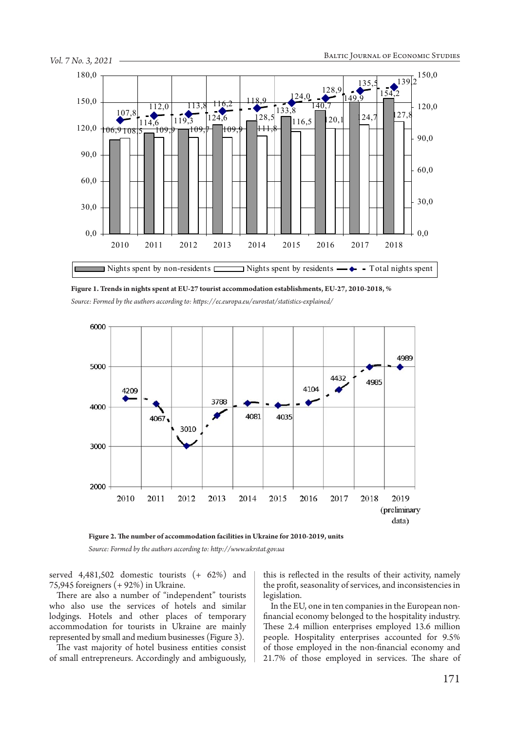**Figure 1. Trends in nights spent at EU-27 tourist accommodation establishments, EU-27, 2010-2018, %**

*Source: Formed by the authors according to: https://ec.europa.eu/eurostat/statistics-explained/*

**Figure 2. The number of accommodation facilities in Ukraine for 2010-2019, units**

*Source: Formed by the authors according to: http://www.ukrstat.gov.ua*

served 4,481,502 domestic tourists (+ 62%) and 75,945 foreigners (+ 92%) in Ukraine.

There are also a number of "independent" tourists who also use the services of hotels and similar lodgings. Hotels and other places of temporary accommodation for tourists in Ukraine are mainly represented by small and medium businesses (Figure 3).

The vast majority of hotel business entities consist of small entrepreneurs. Accordingly and ambiguously, this is reflected in the results of their activity, namely the profit, seasonality of services, and inconsistencies in legislation.

In the EU, one in ten companies in the European non-financial economy belonged to the hospitality industry. These 2.4 million enterprises employed 13.6 million people. Hospitality enterprises accounted for 9.5% of those employed in the non-financial economy and 21.7% of those employed in services. The share of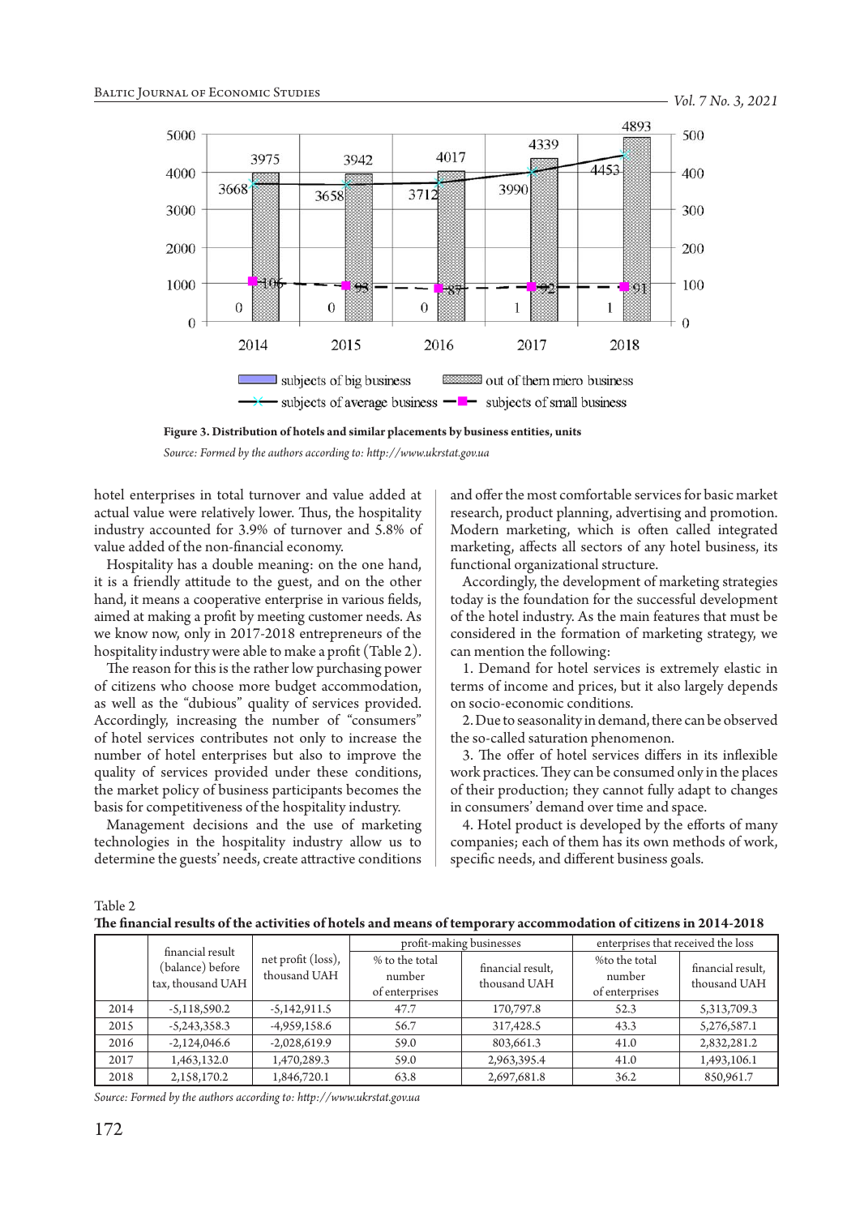**Figure 3. Distribution of hotels and similar placements by business entities, units**

*Source: Formed by the authors according to: http://www.ukrstat.gov.ua*

hotel enterprises in total turnover and value added at actual value were relatively lower. Thus, the hospitality industry accounted for 3.9% of turnover and 5.8% of value added of the non-financial economy.

Hospitality has a double meaning: on the one hand, it is a friendly attitude to the guest, and on the other hand, it means a cooperative enterprise in various fields, aimed at making a profit by meeting customer needs. As we know now, only in 2017-2018 entrepreneurs of the hospitality industry were able to make a profit (Table 2).

The reason for this is the rather low purchasing power of citizens who choose more budget accommodation, as well as the "dubious" quality of services provided. Accordingly, increasing the number of "consumers" of hotel services contributes not only to increase the number of hotel enterprises but also to improve the quality of services provided under these conditions, the market policy of business participants becomes the basis for competitiveness of the hospitality industry.

Management decisions and the use of marketing technologies in the hospitality industry allow us to determine the guests' needs, create attractive conditions and offer the most comfortable services for basic market research, product planning, advertising and promotion. Modern marketing, which is often called integrated marketing, affects all sectors of any hotel business, its functional organizational structure.

Accordingly, the development of marketing strategies today is the foundation for the successful development of the hotel industry. As the main features that must be considered in the formation of marketing strategy, we can mention the following:

1. Demand for hotel services is extremely elastic in terms of income and prices, but it also largely depends on socio-economic conditions.

2. Due to seasonality in demand, there can be observed the so-called saturation phenomenon.

3. The offer of hotel services differs in its inflexible work practices. They can be consumed only in the places of their production; they cannot fully adapt to changes in consumers' demand over time and space.

4. Hotel product is developed by the efforts of many companies; each of them has its own methods of work, specific needs, and different business goals.

Table 2
**The financial results of the activities of hotels and means of temporary accommodation of citizens in 2014-2018**

| | financial result (balance) before tax, thousand UAH | net profit (loss), thousand UAH | profit-making businesses | | enterprises that received the loss | |
|---|---|---|---|---|---|---|
| | | | % to the total number of enterprises | financial result, thousand UAH | %to the total number of enterprises | financial result, thousand UAH |
| 2014 | -5,118,590.2 | -5,142,911.5 | 47.7 | 170,797.8 | 52.3 | 5,313,709.3 |
| 2015 | -5,243,358.3 | -4,959,158.6 | 56.7 | 317,428.5 | 43.3 | 5,276,587.1 |
| 2016 | -2,124,046.6 | -2,028,619.9 | 59.0 | 803,661.3 | 41.0 | 2,832,281.2 |
| 2017 | 1,463,132.0 | 1,470,289.3 | 59.0 | 2,963,395.4 | 41.0 | 1,493,106.1 |
| 2018 | 2,158,170.2 | 1,846,720.1 | 63.8 | 2,697,681.8 | 36.2 | 850,961.7 |

*Source: Formed by the authors according to: http://www.ukrstat.gov.ua*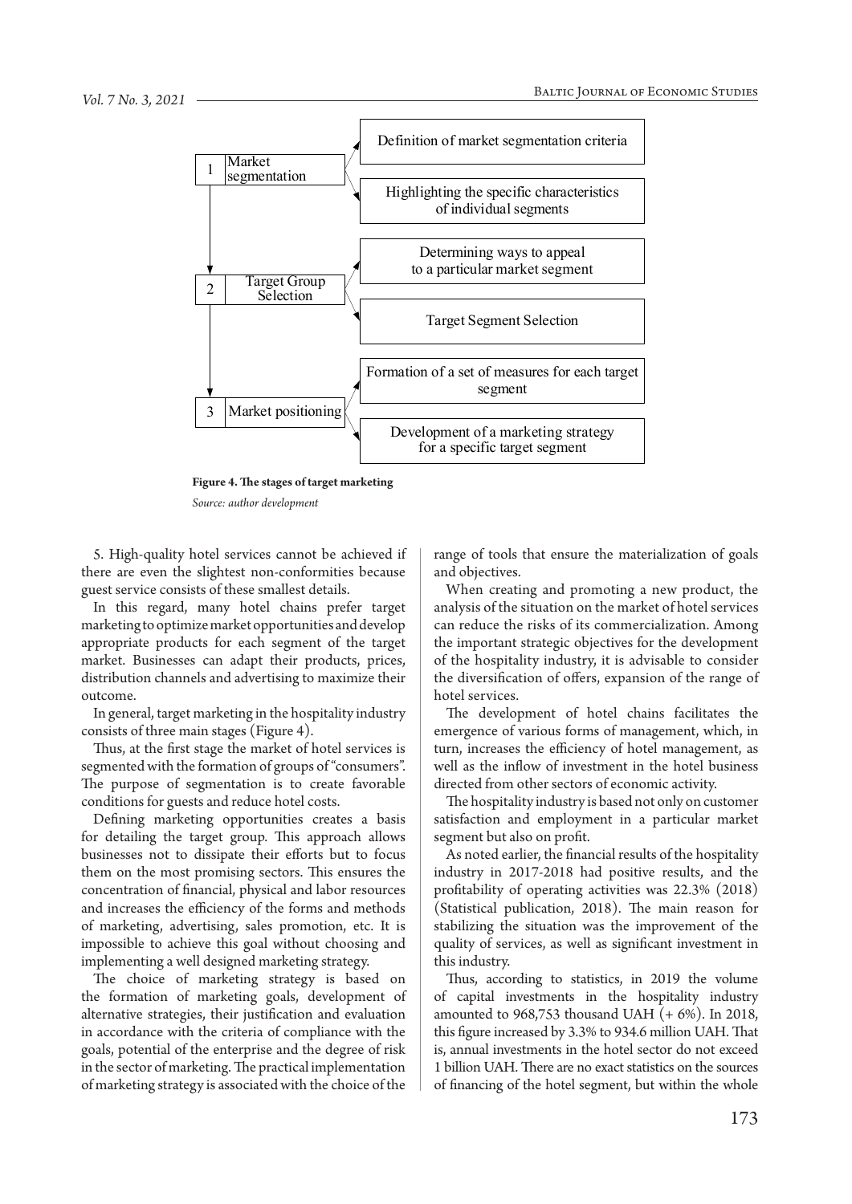1. Market segmentation
   - Definition of market segmentation criteria
   - Highlighting the specific characteristics of individual segments
2. Target Group Selection
   - Determining ways to appeal to a particular market segment
   - Target Segment Selection
3. Market positioning
   - Formation of a set of measures for each target segment
   - Development of a marketing strategy for a specific target segment

**Figure 4. The stages of target marketing**

*Source: author development*

5. High-quality hotel services cannot be achieved if there are even the slightest non-conformities because guest service consists of these smallest details.

In this regard, many hotel chains prefer target marketing to optimize market opportunities and develop appropriate products for each segment of the target market. Businesses can adapt their products, prices, distribution channels and advertising to maximize their outcome.

In general, target marketing in the hospitality industry consists of three main stages (Figure 4).

Thus, at the first stage the market of hotel services is segmented with the formation of groups of "consumers". The purpose of segmentation is to create favorable conditions for guests and reduce hotel costs.

Defining marketing opportunities creates a basis for detailing the target group. This approach allows businesses not to dissipate their efforts but to focus them on the most promising sectors. This ensures the concentration of financial, physical and labor resources and increases the efficiency of the forms and methods of marketing, advertising, sales promotion, etc. It is impossible to achieve this goal without choosing and implementing a well designed marketing strategy.

The choice of marketing strategy is based on the formation of marketing goals, development of alternative strategies, their justification and evaluation in accordance with the criteria of compliance with the goals, potential of the enterprise and the degree of risk in the sector of marketing. The practical implementation of marketing strategy is associated with the choice of the range of tools that ensure the materialization of goals and objectives.

When creating and promoting a new product, the analysis of the situation on the market of hotel services can reduce the risks of its commercialization. Among the important strategic objectives for the development of the hospitality industry, it is advisable to consider the diversification of offers, expansion of the range of hotel services.

The development of hotel chains facilitates the emergence of various forms of management, which, in turn, increases the efficiency of hotel management, as well as the inflow of investment in the hotel business directed from other sectors of economic activity.

The hospitality industry is based not only on customer satisfaction and employment in a particular market segment but also on profit.

As noted earlier, the financial results of the hospitality industry in 2017-2018 had positive results, and the profitability of operating activities was 22.3% (2018) (Statistical publication, 2018). The main reason for stabilizing the situation was the improvement of the quality of services, as well as significant investment in this industry.

Thus, according to statistics, in 2019 the volume of capital investments in the hospitality industry amounted to 968,753 thousand UAH (+ 6%). In 2018, this figure increased by 3.3% to 934.6 million UAH. That is, annual investments in the hotel sector do not exceed 1 billion UAH. There are no exact statistics on the sources of financing of the hotel segment, but within the whole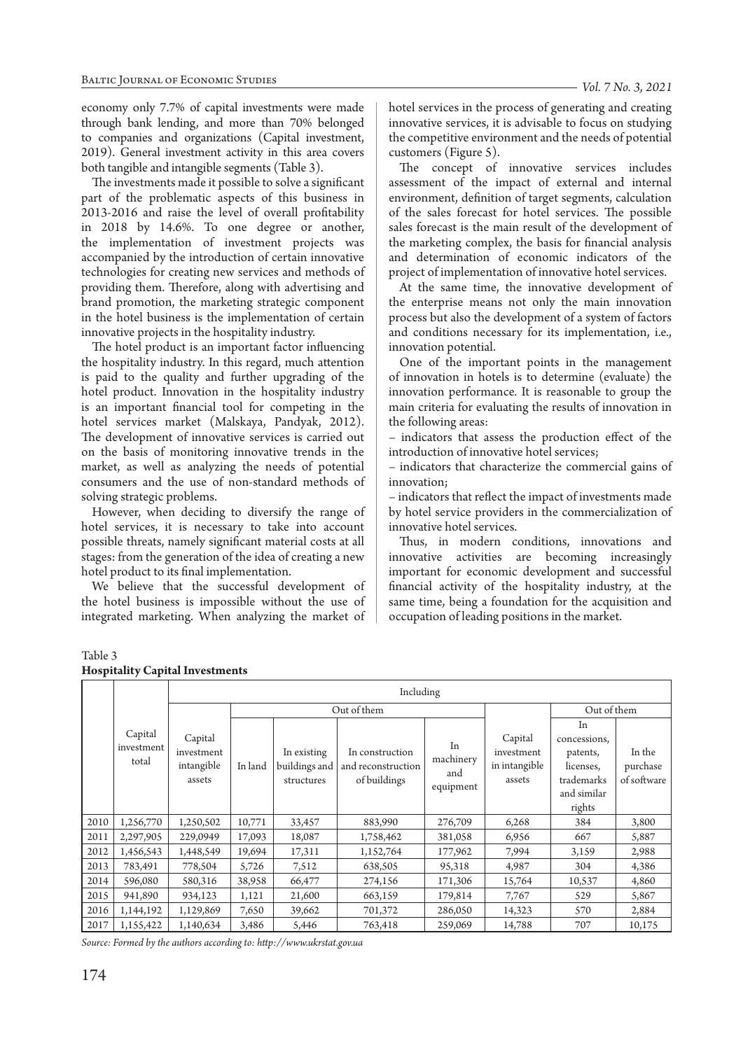economy only 7.7% of capital investments were made through bank lending, and more than 70% belonged to companies and organizations (Capital investment, 2019). General investment activity in this area covers both tangible and intangible segments (Table 3).

The investments made it possible to solve a significant part of the problematic aspects of this business in 2013-2016 and raise the level of overall profitability in 2018 by 14.6%. To one degree or another, the implementation of investment projects was accompanied by the introduction of certain innovative technologies for creating new services and methods of providing them. Therefore, along with advertising and brand promotion, the marketing strategic component in the hotel business is the implementation of certain innovative projects in the hospitality industry.

The hotel product is an important factor influencing the hospitality industry. In this regard, much attention is paid to the quality and further upgrading of the hotel product. Innovation in the hospitality industry is an important financial tool for competing in the hotel services market (Malskaya, Pandyak, 2012). The development of innovative services is carried out on the basis of monitoring innovative trends in the market, as well as analyzing the needs of potential consumers and the use of non-standard methods of solving strategic problems.

However, when deciding to diversify the range of hotel services, it is necessary to take into account possible threats, namely significant material costs at all stages: from the generation of the idea of creating a new hotel product to its final implementation.

We believe that the successful development of the hotel business is impossible without the use of integrated marketing. When analyzing the market of hotel services in the process of generating and creating innovative services, it is advisable to focus on studying the competitive environment and the needs of potential customers (Figure 5).

The concept of innovative services includes assessment of the impact of external and internal environment, definition of target segments, calculation of the sales forecast for hotel services. The possible sales forecast is the main result of the development of the marketing complex, the basis for financial analysis and determination of economic indicators of the project of implementation of innovative hotel services.

At the same time, the innovative development of the enterprise means not only the main innovation process but also the development of a system of factors and conditions necessary for its implementation, i.e., innovation potential.

One of the important points in the management of innovation in hotels is to determine (evaluate) the innovation performance. It is reasonable to group the main criteria for evaluating the results of innovation in the following areas:

– indicators that assess the production effect of the introduction of innovative hotel services;

– indicators that characterize the commercial gains of innovation;

– indicators that reflect the impact of investments made by hotel service providers in the commercialization of innovative hotel services.

Thus, in modern conditions, innovations and innovative activities are becoming increasingly important for economic development and successful financial activity of the hospitality industry, at the same time, being a foundation for the acquisition and occupation of leading positions in the market.

Table 3
**Hospitality Capital Investments**

| | Capital investment total | Including | | | | | | | |
|---|---|---|---|---|---|---|---|---|---|
| | | Capital investment intangible assets | Out of them | | | | Capital investment in intangible assets | Out of them | |
| | | | In land | In existing buildings and structures | In construction and reconstruction of buildings | In machinery and equipment | | In concessions, patents, licenses, trademarks and similar rights | In the purchase of software |
| 2010 | 1,256,770 | 1,250,502 | 10,771 | 33,457 | 883,990 | 276,709 | 6,268 | 384 | 3,800 |
| 2011 | 2,297,905 | 229,0949 | 17,093 | 18,087 | 1,758,462 | 381,058 | 6,956 | 667 | 5,887 |
| 2012 | 1,456,543 | 1,448,549 | 19,694 | 17,311 | 1,152,764 | 177,962 | 7,994 | 3,159 | 2,988 |
| 2013 | 783,491 | 778,504 | 5,726 | 7,512 | 638,505 | 95,318 | 4,987 | 304 | 4,386 |
| 2014 | 596,080 | 580,316 | 38,958 | 66,477 | 274,156 | 171,306 | 15,764 | 10,537 | 4,860 |
| 2015 | 941,890 | 934,123 | 1,121 | 21,600 | 663,159 | 179,814 | 7,767 | 529 | 5,867 |
| 2016 | 1,144,192 | 1,129,869 | 7,650 | 39,662 | 701,372 | 286,050 | 14,323 | 570 | 2,884 |
| 2017 | 1,155,422 | 1,140,634 | 3,486 | 5,446 | 763,418 | 259,069 | 14,788 | 707 | 10,175 |

*Source: Formed by the authors according to: http://www.ukrstat.gov.ua*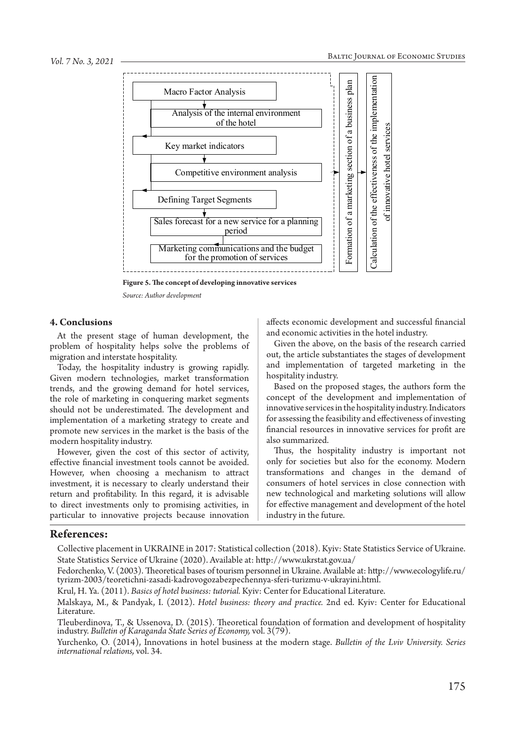Macro Factor Analysis

Analysis of the internal environment of the hotel

Key market indicators

Competitive environment analysis

Defining Target Segments

Sales forecast for a new service for a planning period

Marketing communications and the budget for the promotion of services

Formation of a marketing section of a business plan

Calculation of the effectiveness of the implementation of innovative hotel services

**Figure 5. The concept of developing innovative services**

*Source: Author development*

## 4. Conclusions

At the present stage of human development, the problem of hospitality helps solve the problems of migration and interstate hospitality.

Today, the hospitality industry is growing rapidly. Given modern technologies, market transformation trends, and the growing demand for hotel services, the role of marketing in conquering market segments should not be underestimated. The development and implementation of a marketing strategy to create and promote new services in the market is the basis of the modern hospitality industry.

However, given the cost of this sector of activity, effective financial investment tools cannot be avoided. However, when choosing a mechanism to attract investment, it is necessary to clearly understand their return and profitability. In this regard, it is advisable to direct investments only to promising activities, in particular to innovative projects because innovation affects economic development and successful financial and economic activities in the hotel industry.

Given the above, on the basis of the research carried out, the article substantiates the stages of development and implementation of targeted marketing in the hospitality industry.

Based on the proposed stages, the authors form the concept of the development and implementation of innovative services in the hospitality industry. Indicators for assessing the feasibility and effectiveness of investing financial resources in innovative services for profit are also summarized.

Thus, the hospitality industry is important not only for societies but also for the economy. Modern transformations and changes in the demand of consumers of hotel services in close connection with new technological and marketing solutions will allow for effective management and development of the hotel industry in the future.

## References:

Collective placement in UKRAINE in 2017: Statistical collection (2018). Kyiv: State Statistics Service of Ukraine. State Statistics Service of Ukraine (2020). Available at: http://www.ukrstat.gov.ua/

Fedorchenko, V. (2003). Theoretical bases of tourism personnel in Ukraine. Available at: http://www.ecologylife.ru/tyrizm-2003/teoretichni-zasadi-kadrovogozabezpechennya-sferi-turizmu-v-ukrayini.html.

Krul, H. Ya. (2011). *Basics of hotel business: tutorial.* Kyiv: Center for Educational Literature.

Malskaya, M., & Pandyak, I. (2012). *Hotel business: theory and practice.* 2nd ed. Kyiv: Center for Educational Literature.

Tleuberdinova, T., & Ussenova, D. (2015). Theoretical foundation of formation and development of hospitality industry. *Bulletin of Karaganda State Series of Economy,* vol. 3(79).

Yurchenko, O. (2014), Innovations in hotel business at the modern stage. *Bulletin of the Lviv University. Series international relations,* vol. 34.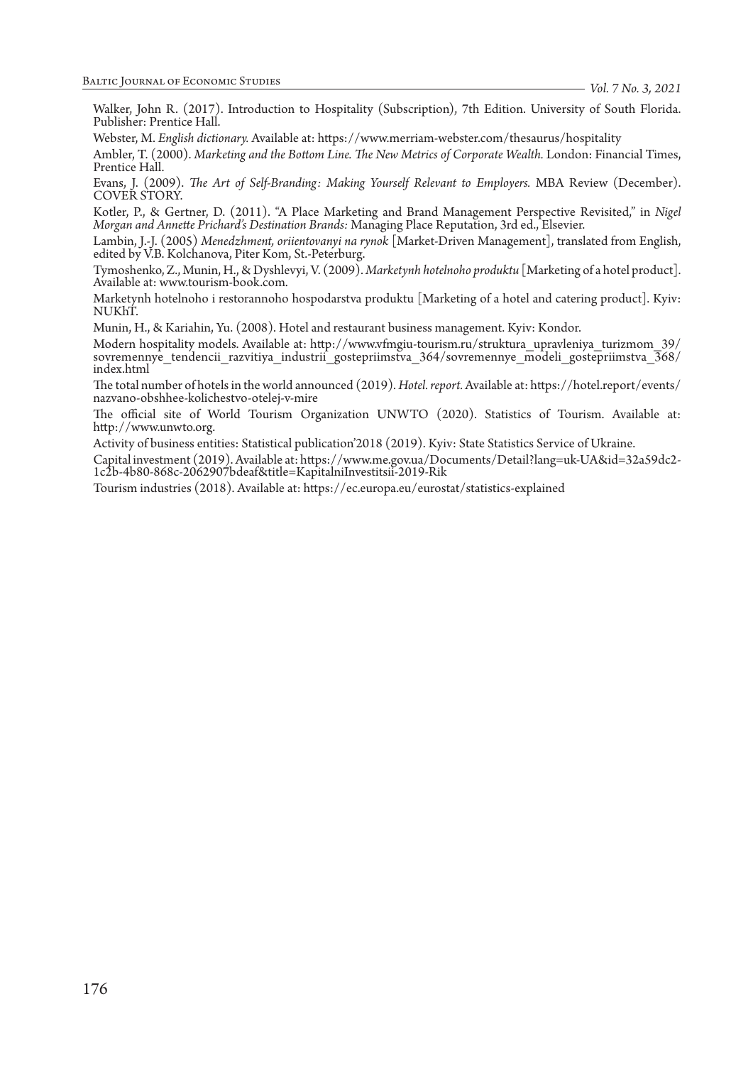Walker, John R. (2017). Introduction to Hospitality (Subscription), 7th Edition. University of South Florida. Publisher: Prentice Hall.

Webster, M. *English dictionary.* Available at: https://www.merriam-webster.com/thesaurus/hospitality

Ambler, T. (2000). *Marketing and the Bottom Line. The New Metrics of Corporate Wealth.* London: Financial Times, Prentice Hall.

Evans, J. (2009). *The Art of Self-Branding: Making Yourself Relevant to Employers.* MBA Review (December). COVER STORY.

Kotler, P., & Gertner, D. (2011). "A Place Marketing and Brand Management Perspective Revisited," in *Nigel Morgan and Annette Prichard's Destination Brands:* Managing Place Reputation, 3rd ed., Elsevier.

Lambin, J.-J. (2005) *Menedzhment, oriientovanyi na rynok* [Market-Driven Management], translated from English, edited by V.B. Kolchanova, Piter Kom, St.-Peterburg.

Tymoshenko, Z., Munin, H., & Dyshlevyi, V. (2009). *Marketynh hotelnoho produktu* [Marketing of a hotel product]. Available at: www.tourism-book.com.

Marketynh hotelnoho i restorannoho hospodarstva produktu [Marketing of a hotel and catering product]. Kyiv: NUKhT.

Munin, H., & Kariahin, Yu. (2008). Hotel and restaurant business management. Kyiv: Kondor.

Modern hospitality models. Available at: http://www.vfmgiu-tourism.ru/struktura_upravleniya_turizmom_39/sovremennye_tendencii_razvitiya_industrii_gostepriimstva_364/sovremennye_modeli_gostepriimstva_368/index.html

The total number of hotels in the world announced (2019). *Hotel. report.* Available at: https://hotel.report/events/nazvano-obshhee-kolichestvo-otelej-v-mire

The official site of World Tourism Organization UNWTO (2020). Statistics of Tourism. Available at: http://www.unwto.org.

Activity of business entities: Statistical publication'2018 (2019). Kyiv: State Statistics Service of Ukraine.

Capital investment (2019). Available at: https://www.me.gov.ua/Documents/Detail?lang=uk-UA&id=32a59dc2-1c2b-4b80-868c-2062907bdeaf&title=KapitalniInvestitsii-2019-Rik

Tourism industries (2018). Available at: https://ec.europa.eu/eurostat/statistics-explained